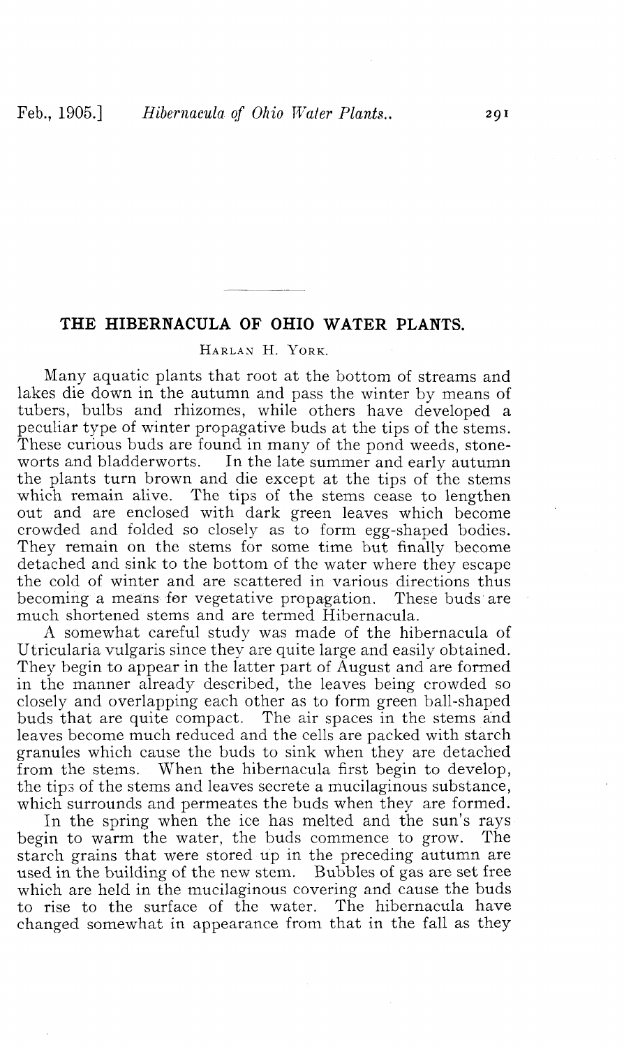# THE HIBERNACULA OF OHIO WATER PLANTS.

HARLAN H. YORK.

Many aquatic plants that root at the bottom of streams and lakes die down in the autumn and pass the winter by means of tubers, bulbs and rhizomes, while others have developed a peculiar type of winter propagative buds at the tips of the stems. These curious buds are found in many of the pond weeds, stoneworts and bladderworts. In the late summer and early autumn the plants turn brown and die except at the tips of the stems which remain alive. The tips of the stems cease to lengthen out and are enclosed with dark green leaves which become crowded and folded so closely as to form egg-shaped bodies. They remain on the stems for some time but finally become detached and sink to the bottom of the water where they escape the cold of winter and are scattered in various directions thus becoming a means for vegetative propagation. These buds are much shortened stems and are termed Hibernacula.

A somewhat careful study was made of the hibernacula of Utricularia vulgaris since they are quite large and easily obtained. They begin to appear in the latter part of August and are formed in the manner already described, the leaves being crowded so closely and overlapping each other as to form green ball-shaped buds that are quite compact. The air spaces in the stems and leaves become much reduced and the cells are packed with starch granules which cause the buds to sink when they are detached from the stems. When the hibernacula first begin to develop, the tips of the stems and leaves secrete a mucilaginous substance, which surrounds and permeates the buds when they are formed.

In the spring when the ice has melted and the sun's rays begin to warm the water, the buds commence to grow. The starch grains that were stored up in the preceding autumn are used in the building of the new stem. Bubbles of gas are set free which are held in the mucilaginous covering and cause the buds to rise to the surface of the water. The hibernacula have changed somewhat in appearance from that in the fall as they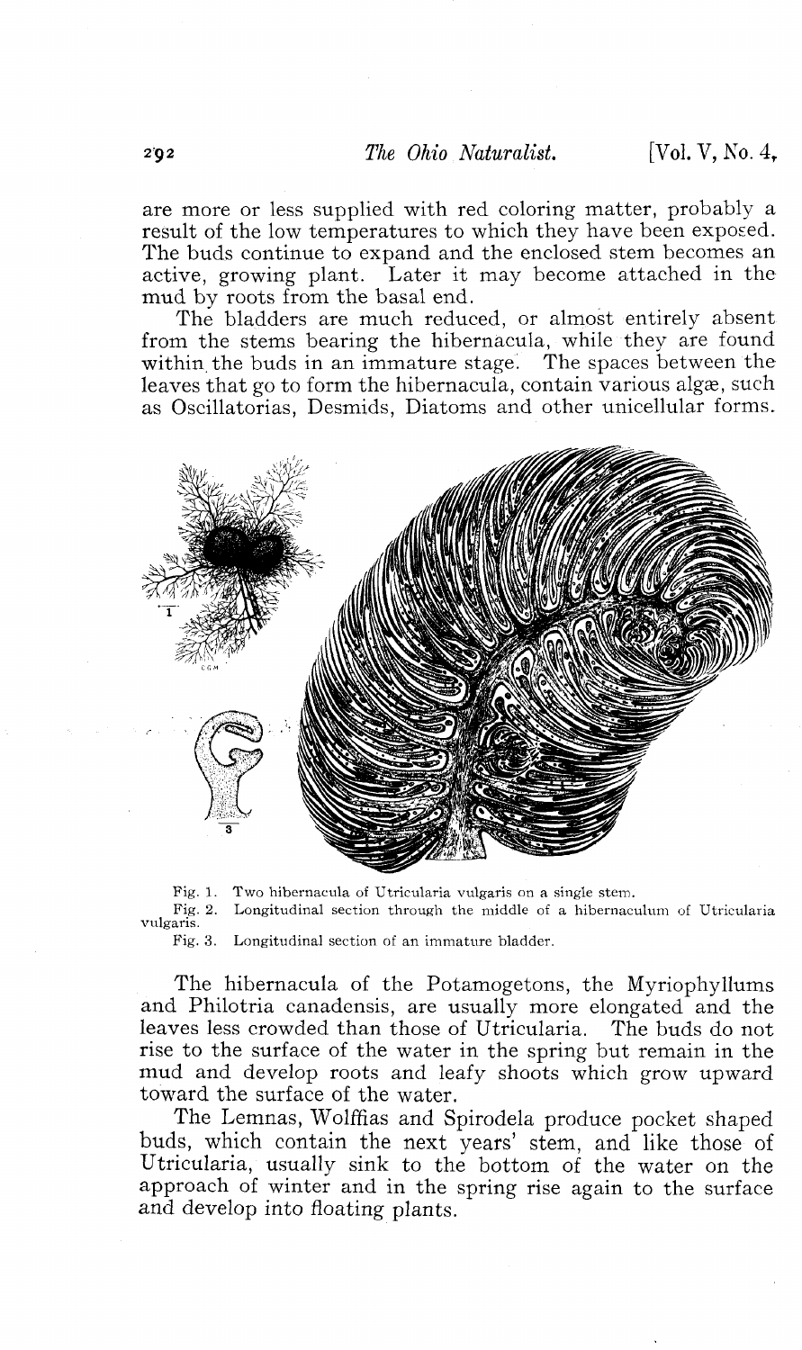are more or less supplied with red coloring matter, probably a result of the low temperatures to which they have been exposed. The buds continue to expand and the enclosed stem becomes an active, growing plant. Later it may become attached in the mud by roots from the basal end.

The bladders are much reduced, or almost entirely absent from the stems bearing the hibernacula, while they are found within the buds in an immature stage. The spaces between the leaves that go to form the hibernacula, contain various algæ, such as Oscillatorias, Desmids, Diatoms and other unicellular forms.

Fig. 1. Two hibernacula of Utricularia vulgaris on a single stem.

Fig. 2. Longitudinal section through the middle of a hibernaculum of Utricularia vulgaris.

Fig. 3. Longitudinal section of an immature bladder.

The hibernacula of the Potamogetons, the Myriophyllums and Philotria canadensis, are usually more elongated and the leaves less crowded than those of Utricularia. The buds do not rise to the surface of the water in the spring but remain in the mud and develop roots and leafy shoots which grow upward toward the surface of the water.

The Lemnas, Wolffias and Spirodela produce pocket shaped buds, which contain the next years' stem, and like those of Utricularia, usually sink to the bottom of the water on the approach of winter and in the spring rise again to the surface and develop into floating plants.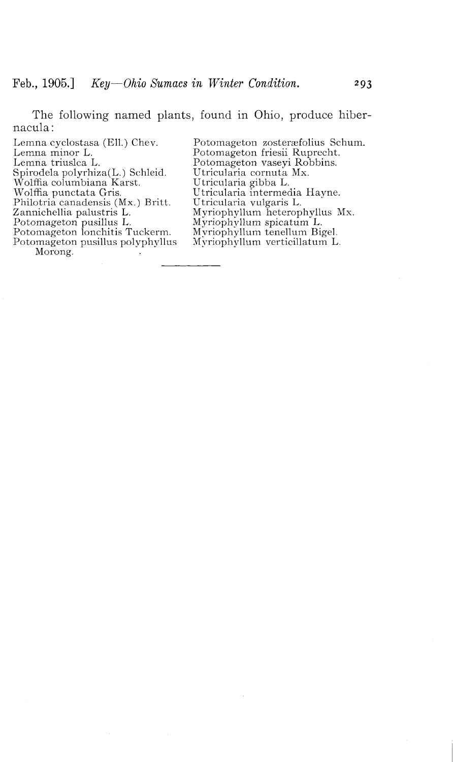The following named plants, found in Ohio, produce hibernacula:

Lemna cyclostasa (Ell.) Chev.
Lemna minor L.
Lemna triuslca L.
Spirodela polyrhiza(L.) Schleid.
Wolffia columbiana Karst.
Wolffia punctata Gris.
Philotria canadensis (Mx.) Britt.
Zannichellia palustris L.
Potomageton pusillus L.
Potomageton lonchitis Tuckerm.
Potomageton pusillus polyphyllus Morong.
Potomageton zosteræfolius Schum.
Potomageton friesii Ruprecht.
Potomageton vaseyi Robbins.
Utricularia cornuta Mx.
Utricularia gibba L.
Utricularia intermedia Hayne.
Utricularia vulgaris L.
Myriophyllum heterophyllus Mx.
Myriophyllum spicatum L.
Myriophyllum tenellum Bigel.
Myriophyllum verticillatum L.